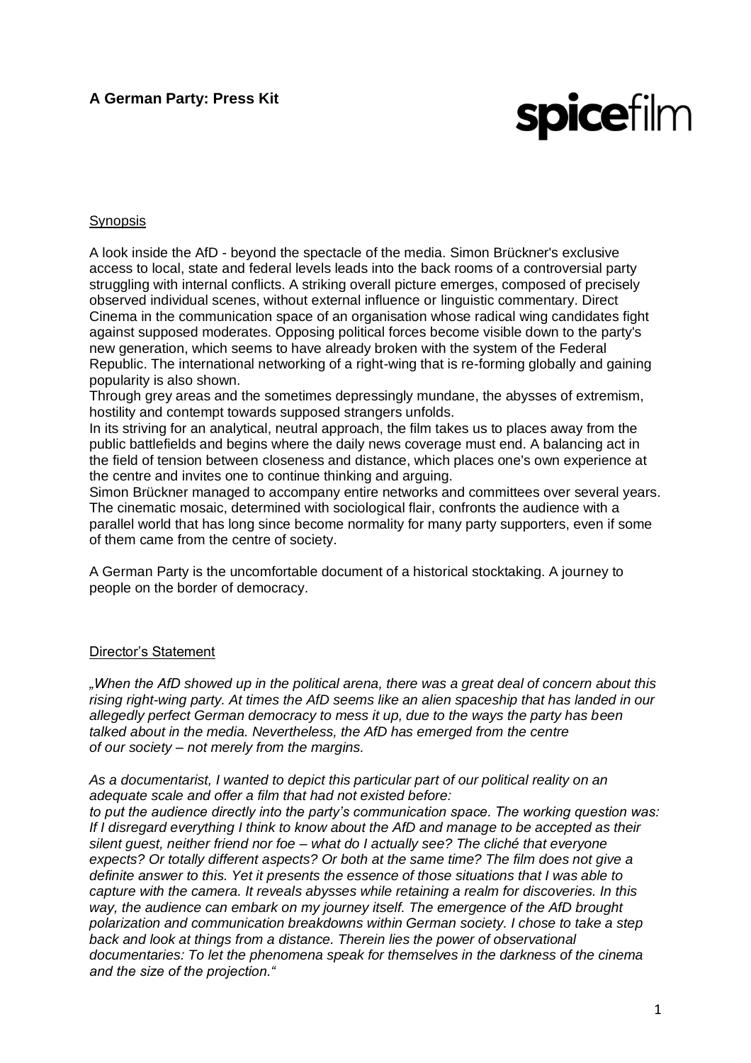**A German Party: Press Kit**

**spice**film

Synopsis

A look inside the AfD - beyond the spectacle of the media. Simon Brückner's exclusive access to local, state and federal levels leads into the back rooms of a controversial party struggling with internal conflicts. A striking overall picture emerges, composed of precisely observed individual scenes, without external influence or linguistic commentary. Direct Cinema in the communication space of an organisation whose radical wing candidates fight against supposed moderates. Opposing political forces become visible down to the party's new generation, which seems to have already broken with the system of the Federal Republic. The international networking of a right-wing that is re-forming globally and gaining popularity is also shown.
Through grey areas and the sometimes depressingly mundane, the abysses of extremism, hostility and contempt towards supposed strangers unfolds.
In its striving for an analytical, neutral approach, the film takes us to places away from the public battlefields and begins where the daily news coverage must end. A balancing act in the field of tension between closeness and distance, which places one's own experience at the centre and invites one to continue thinking and arguing.
Simon Brückner managed to accompany entire networks and committees over several years. The cinematic mosaic, determined with sociological flair, confronts the audience with a parallel world that has long since become normality for many party supporters, even if some of them came from the centre of society.

A German Party is the uncomfortable document of a historical stocktaking. A journey to people on the border of democracy.

Director's Statement

*„When the AfD showed up in the political arena, there was a great deal of concern about this rising right-wing party. At times the AfD seems like an alien spaceship that has landed in our allegedly perfect German democracy to mess it up, due to the ways the party has been talked about in the media. Nevertheless, the AfD has emerged from the centre of our society – not merely from the margins.*

*As a documentarist, I wanted to depict this particular part of our political reality on an adequate scale and offer a film that had not existed before: to put the audience directly into the party's communication space. The working question was: If I disregard everything I think to know about the AfD and manage to be accepted as their silent guest, neither friend nor foe – what do I actually see? The cliché that everyone expects? Or totally different aspects? Or both at the same time? The film does not give a definite answer to this. Yet it presents the essence of those situations that I was able to capture with the camera. It reveals abysses while retaining a realm for discoveries. In this way, the audience can embark on my journey itself. The emergence of the AfD brought polarization and communication breakdowns within German society. I chose to take a step back and look at things from a distance. Therein lies the power of observational documentaries: To let the phenomena speak for themselves in the darkness of the cinema and the size of the projection."*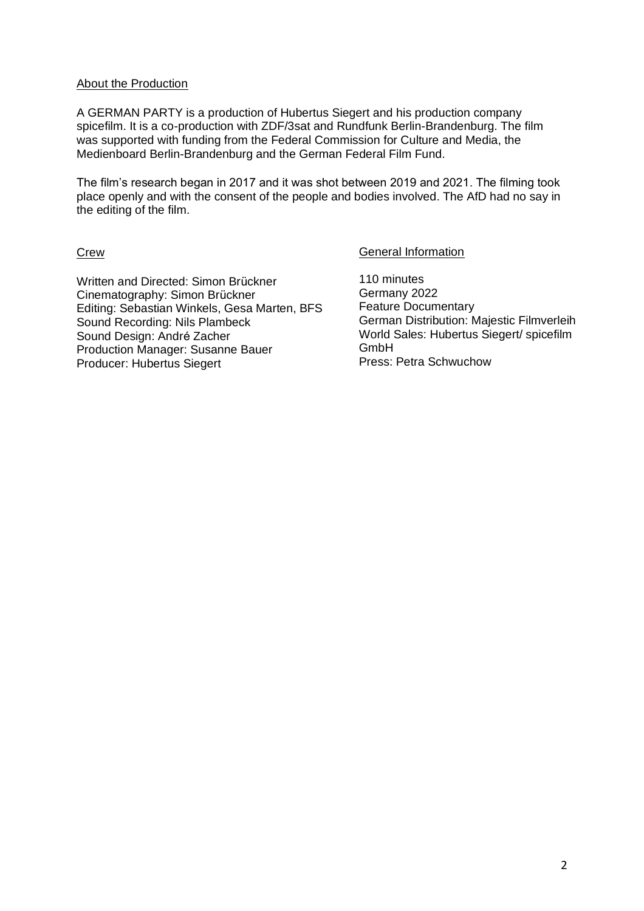## About the Production

A GERMAN PARTY is a production of Hubertus Siegert and his production company spicefilm. It is a co-production with ZDF/3sat and Rundfunk Berlin-Brandenburg. The film was supported with funding from the Federal Commission for Culture and Media, the Medienboard Berlin-Brandenburg and the German Federal Film Fund.

The film's research began in 2017 and it was shot between 2019 and 2021. The filming took place openly and with the consent of the people and bodies involved. The AfD had no say in the editing of the film.

## Crew

Written and Directed: Simon Brückner
Cinematography: Simon Brückner
Editing: Sebastian Winkels, Gesa Marten, BFS
Sound Recording: Nils Plambeck
Sound Design: André Zacher
Production Manager: Susanne Bauer
Producer: Hubertus Siegert

## General Information

110 minutes
Germany 2022
Feature Documentary
German Distribution: Majestic Filmverleih
World Sales: Hubertus Siegert/ spicefilm GmbH
Press: Petra Schwuchow